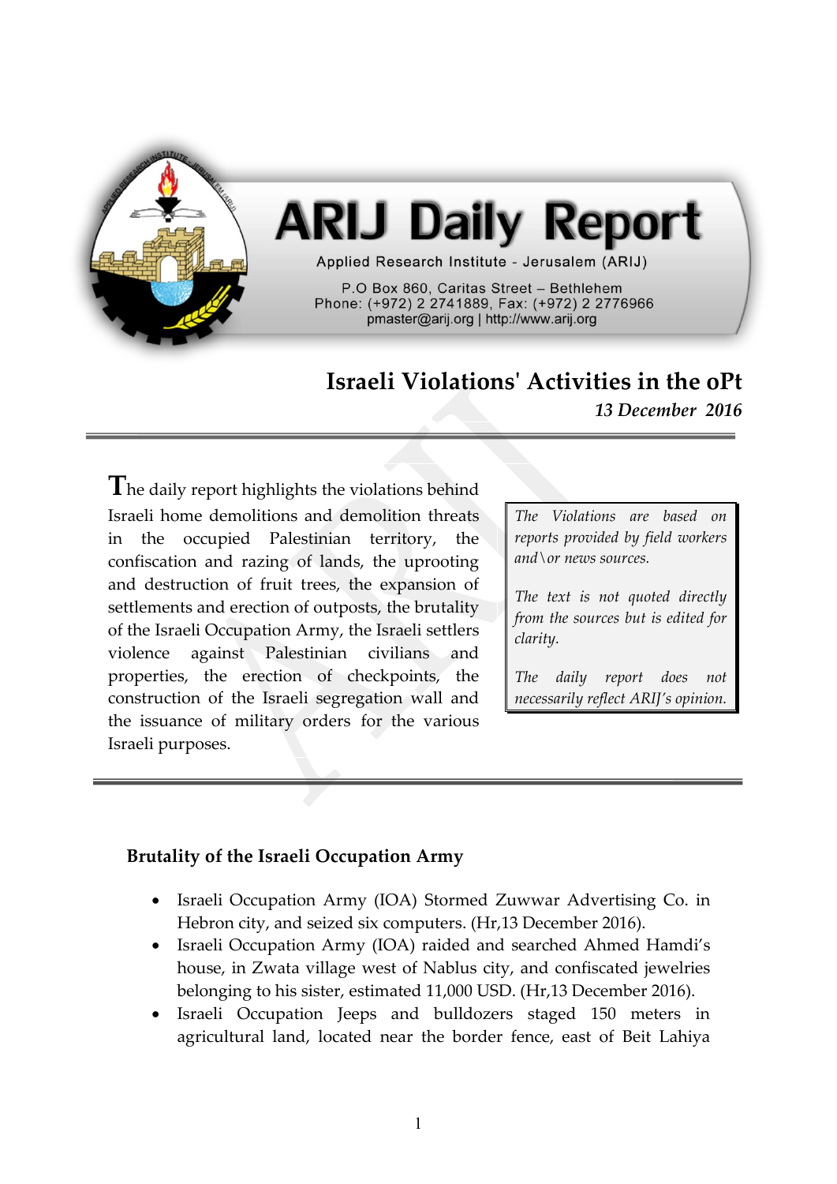# ARIJ Daily Report

Applied Research Institute - Jerusalem (ARIJ)

P.O Box 860, Caritas Street – Bethlehem
Phone: (+972) 2 2741889, Fax: (+972) 2 2776966
pmaster@arij.org | http://www.arij.org

## Israeli Violations' Activities in the oPt

*13 December 2016*

---

The daily report highlights the violations behind Israeli home demolitions and demolition threats in the occupied Palestinian territory, the confiscation and razing of lands, the uprooting and destruction of fruit trees, the expansion of settlements and erection of outposts, the brutality of the Israeli Occupation Army, the Israeli settlers violence against Palestinian civilians and properties, the erection of checkpoints, the construction of the Israeli segregation wall and the issuance of military orders for the various Israeli purposes.

*The Violations are based on reports provided by field workers and\or news sources.*

*The text is not quoted directly from the sources but is edited for clarity.*

*The daily report does not necessarily reflect ARIJ's opinion.*

---

### Brutality of the Israeli Occupation Army

- Israeli Occupation Army (IOA) Stormed Zuwwar Advertising Co. in Hebron city, and seized six computers. (Hr,13 December 2016).
- Israeli Occupation Army (IOA) raided and searched Ahmed Hamdi's house, in Zwata village west of Nablus city, and confiscated jewelries belonging to his sister, estimated 11,000 USD. (Hr,13 December 2016).
- Israeli Occupation Jeeps and bulldozers staged 150 meters in agricultural land, located near the border fence, east of Beit Lahiya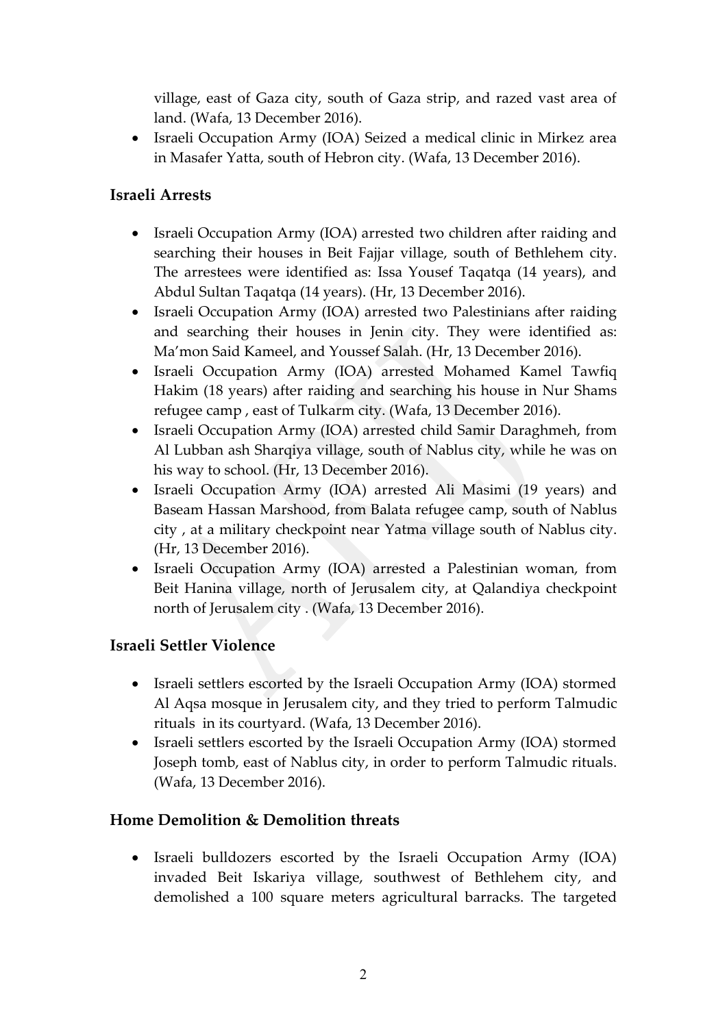village, east of Gaza city, south of Gaza strip, and razed vast area of land. (Wafa, 13 December 2016).

- Israeli Occupation Army (IOA) Seized a medical clinic in Mirkez area in Masafer Yatta, south of Hebron city. (Wafa, 13 December 2016).

### Israeli Arrests

- Israeli Occupation Army (IOA) arrested two children after raiding and searching their houses in Beit Fajjar village, south of Bethlehem city. The arrestees were identified as: Issa Yousef Taqatqa (14 years), and Abdul Sultan Taqatqa (14 years). (Hr, 13 December 2016).
- Israeli Occupation Army (IOA) arrested two Palestinians after raiding and searching their houses in Jenin city. They were identified as: Ma'mon Said Kameel, and Youssef Salah. (Hr, 13 December 2016).
- Israeli Occupation Army (IOA) arrested Mohamed Kamel Tawfiq Hakim (18 years) after raiding and searching his house in Nur Shams refugee camp , east of Tulkarm city. (Wafa, 13 December 2016).
- Israeli Occupation Army (IOA) arrested child Samir Daraghmeh, from Al Lubban ash Sharqiya village, south of Nablus city, while he was on his way to school. (Hr, 13 December 2016).
- Israeli Occupation Army (IOA) arrested Ali Masimi (19 years) and Baseam Hassan Marshood, from Balata refugee camp, south of Nablus city , at a military checkpoint near Yatma village south of Nablus city. (Hr, 13 December 2016).
- Israeli Occupation Army (IOA) arrested a Palestinian woman, from Beit Hanina village, north of Jerusalem city, at Qalandiya checkpoint north of Jerusalem city . (Wafa, 13 December 2016).

### Israeli Settler Violence

- Israeli settlers escorted by the Israeli Occupation Army (IOA) stormed Al Aqsa mosque in Jerusalem city, and they tried to perform Talmudic rituals in its courtyard. (Wafa, 13 December 2016).
- Israeli settlers escorted by the Israeli Occupation Army (IOA) stormed Joseph tomb, east of Nablus city, in order to perform Talmudic rituals. (Wafa, 13 December 2016).

### Home Demolition & Demolition threats

- Israeli bulldozers escorted by the Israeli Occupation Army (IOA) invaded Beit Iskariya village, southwest of Bethlehem city, and demolished a 100 square meters agricultural barracks. The targeted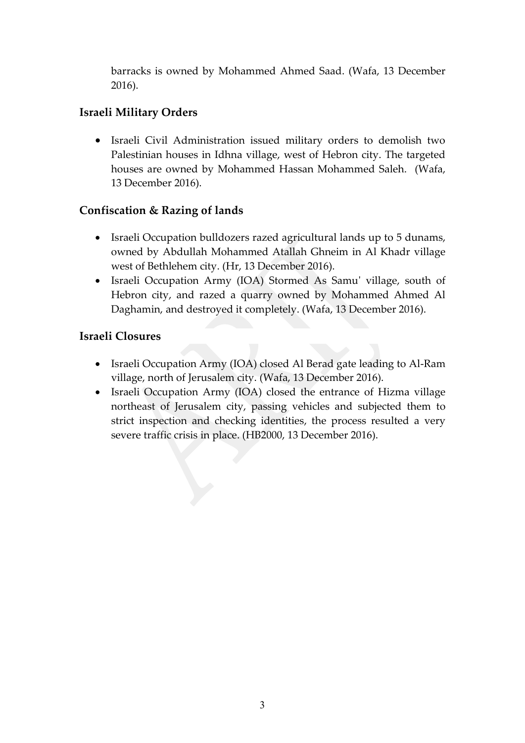barracks is owned by Mohammed Ahmed Saad. (Wafa, 13 December 2016).

## Israeli Military Orders

- Israeli Civil Administration issued military orders to demolish two Palestinian houses in Idhna village, west of Hebron city. The targeted houses are owned by Mohammed Hassan Mohammed Saleh. (Wafa, 13 December 2016).

## Confiscation & Razing of lands

- Israeli Occupation bulldozers razed agricultural lands up to 5 dunams, owned by Abdullah Mohammed Atallah Ghneim in Al Khadr village west of Bethlehem city. (Hr, 13 December 2016).
- Israeli Occupation Army (IOA) Stormed As Samu' village, south of Hebron city, and razed a quarry owned by Mohammed Ahmed Al Daghamin, and destroyed it completely. (Wafa, 13 December 2016).

## Israeli Closures

- Israeli Occupation Army (IOA) closed Al Berad gate leading to Al-Ram village, north of Jerusalem city. (Wafa, 13 December 2016).
- Israeli Occupation Army (IOA) closed the entrance of Hizma village northeast of Jerusalem city, passing vehicles and subjected them to strict inspection and checking identities, the process resulted a very severe traffic crisis in place. (HB2000, 13 December 2016).